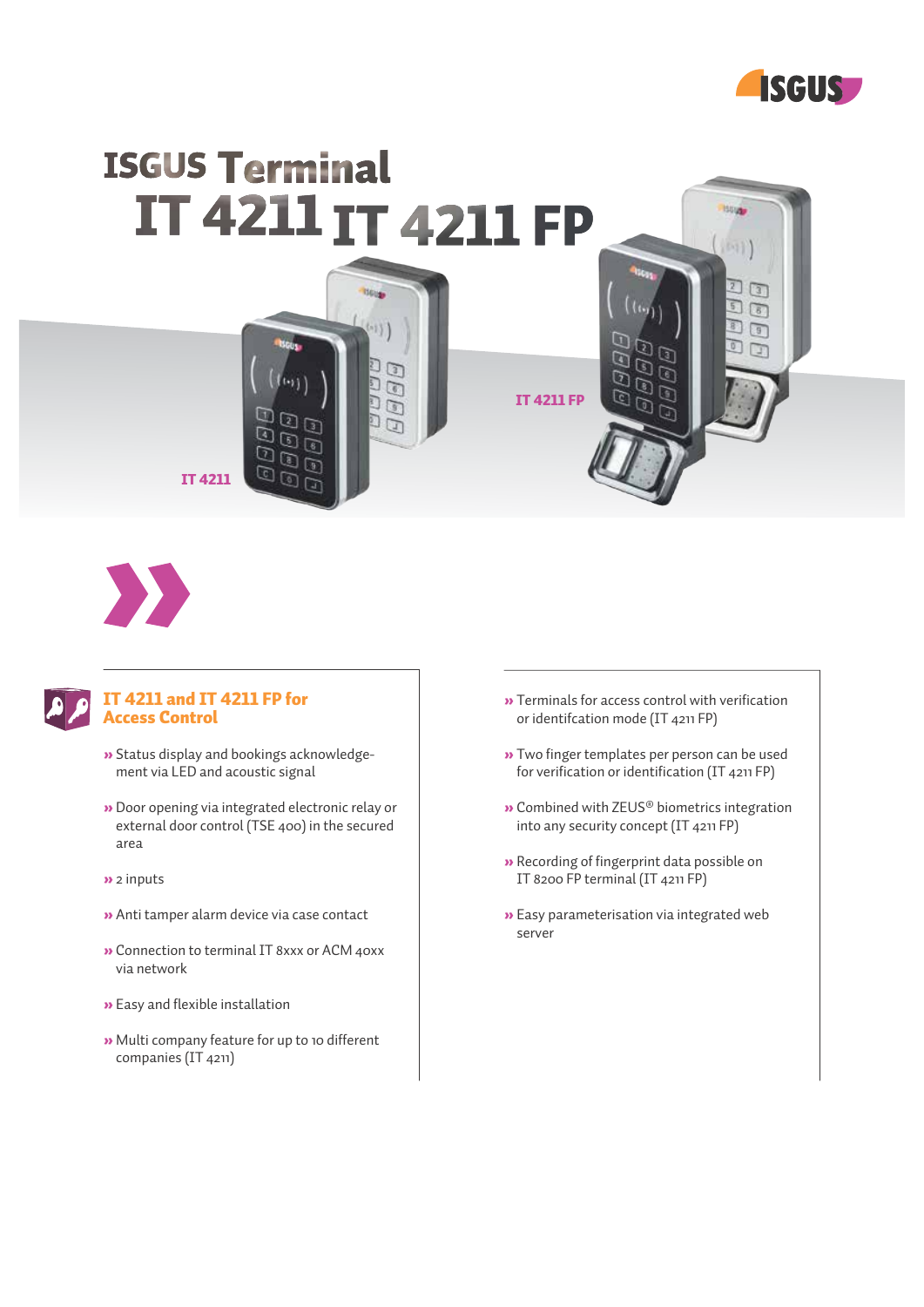# ISGUS Terminal
# IT 4211 IT 4211 FP

IT 4211

IT 4211 FP

## IT 4211 and IT 4211 FP for Access Control

- » Status display and bookings acknowledgement via LED and acoustic signal
- » Door opening via integrated electronic relay or external door control (TSE 400) in the secured area
- » 2 inputs
- » Anti tamper alarm device via case contact
- » Connection to terminal IT 8xxx or ACM 40xx via network
- » Easy and flexible installation
- » Multi company feature for up to 10 different companies (IT 4211)
- » Terminals for access control with verification or identifcation mode (IT 4211 FP)
- » Two finger templates per person can be used for verification or identification (IT 4211 FP)
- » Combined with ZEUS® biometrics integration into any security concept (IT 4211 FP)
- » Recording of fingerprint data possible on IT 8200 FP terminal (IT 4211 FP)
- » Easy parameterisation via integrated web server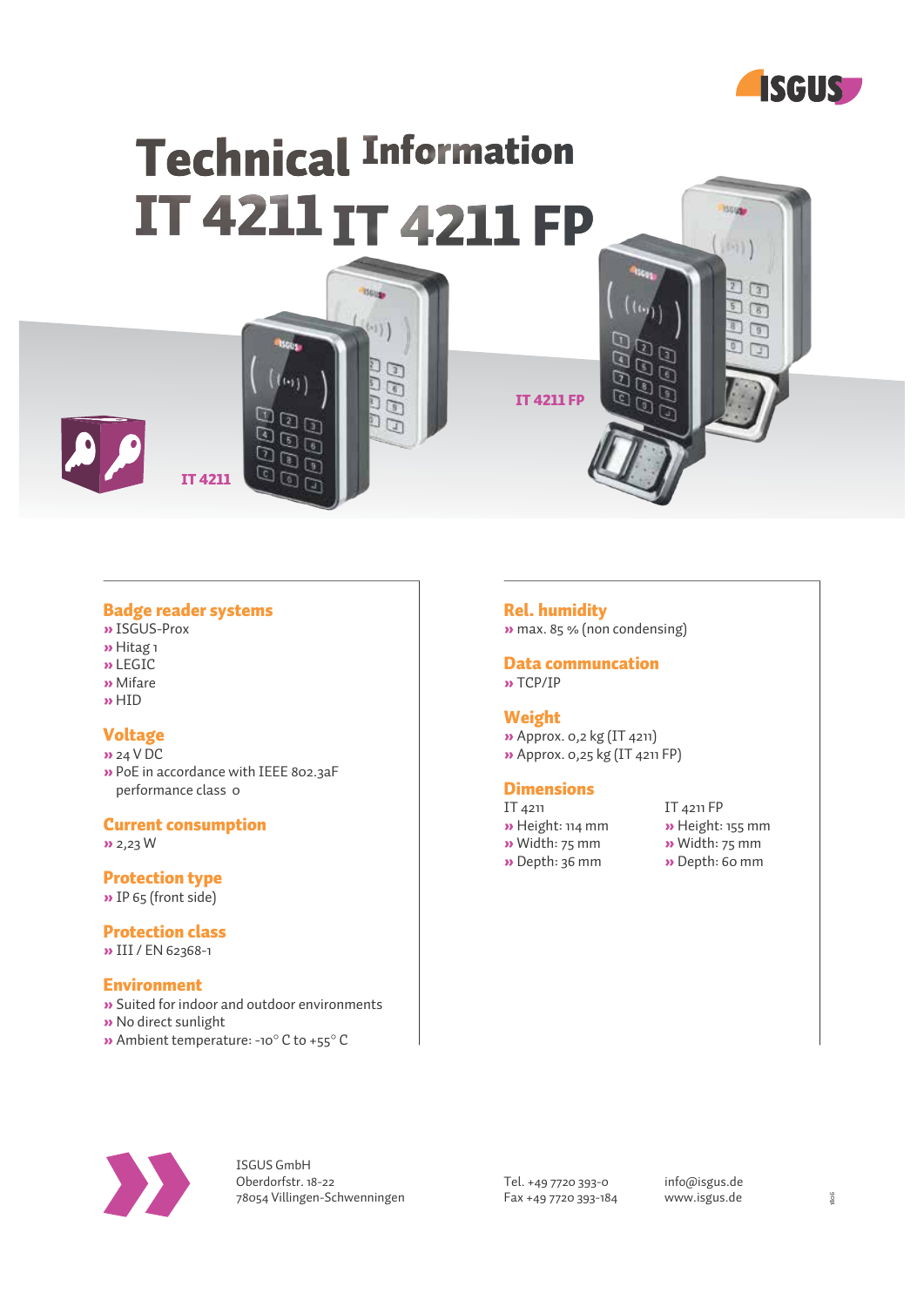# Technical Information

# IT 4211 IT 4211 FP

IT 4211

IT 4211 FP

### Badge reader systems
- ISGUS-Prox
- Hitag 1
- LEGIC
- Mifare
- HID

### Voltage
- 24 V DC
- PoE in accordance with IEEE 802.3aF performance class 0

### Current consumption
- 2,23 W

### Protection type
- IP 65 (front side)

### Protection class
- III / EN 62368-1

### Environment
- Suited for indoor and outdoor environments
- No direct sunlight
- Ambient temperature: -10° C to +55° C

### Rel. humidity
- max. 85 % (non condensing)

### Data communcation
- TCP/IP

### Weight
- Approx. 0,2 kg (IT 4211)
- Approx. 0,25 kg (IT 4211 FP)

### Dimensions

IT 4211
- Height: 114 mm
- Width: 75 mm
- Depth: 36 mm

IT 4211 FP
- Height: 155 mm
- Width: 75 mm
- Depth: 60 mm

ISGUS GmbH
Oberdorfstr. 18-22
78054 Villingen-Schwenningen

Tel. +49 7720 393-0
Fax +49 7720 393-184

info@isgus.de
www.isgus.de